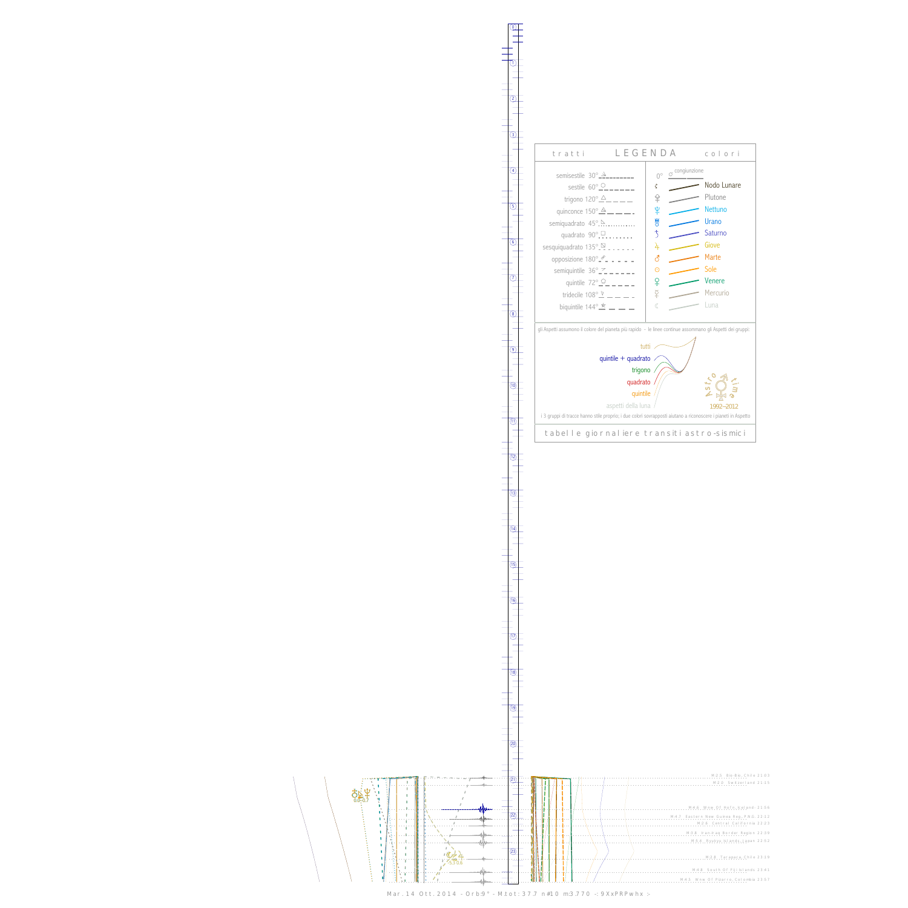## LEGENDA

**tratti**

- semisestile 30°
- sestile 60°
- trigono 120°
- quinconce 150°
- semiquadrato 45°
- quadrato 90°
- sesquiquadrato 135°
- opposizione 180°
- semiquintile 36°
- quintile 72°
- tridecile 108°
- biquintile 144°

**colori**

- 0° congiunzione
- Nodo Lunare
- Plutone
- Nettuno
- Urano
- Saturno
- Giove
- Marte
- Sole
- Venere
- Mercurio
- Luna

gli Aspetti assumono il colore del pianeta più rapido - le linee continue assommano gli Aspetti dei gruppi:

- tutti
- quintile + quadrato
- trigono
- quadrato
- quintile
- aspetti della luna

Astro time 1992–2012

i 3 gruppi di tracce hanno stile proprio; i due colori sovrapposti aiutano a riconoscere i pianeti in Aspetto

tabelle giornaliere transiti astro-sismici

0.0 -0.7

-5.1 0.6

M 2.5 Bio-Bio, Chile 21:03
M 2.0 Switzerland 21:15
M 4.6 Wnw Of Hofn, Iceland 21:56
M 4.7 Eastern New Guinea Reg, P.N.G. 22:12
M 2.6 Central California 22:23
M 3.6 Iran-Iraq Border Region 22:39
M 3.6 Ryukyu Islands, Japan 22:52
M 3.8 Tarapaca, Chile 23:19
M 4.8 South Of Fiji Islands 23:41
M 4.5 Wnw Of Puerto Colombia 23:57

Mar. 14 Ott. 2014 - Orb:9° - M.tot: 37.7 n#10 m:3.770 -: 9XxPRPwhx :-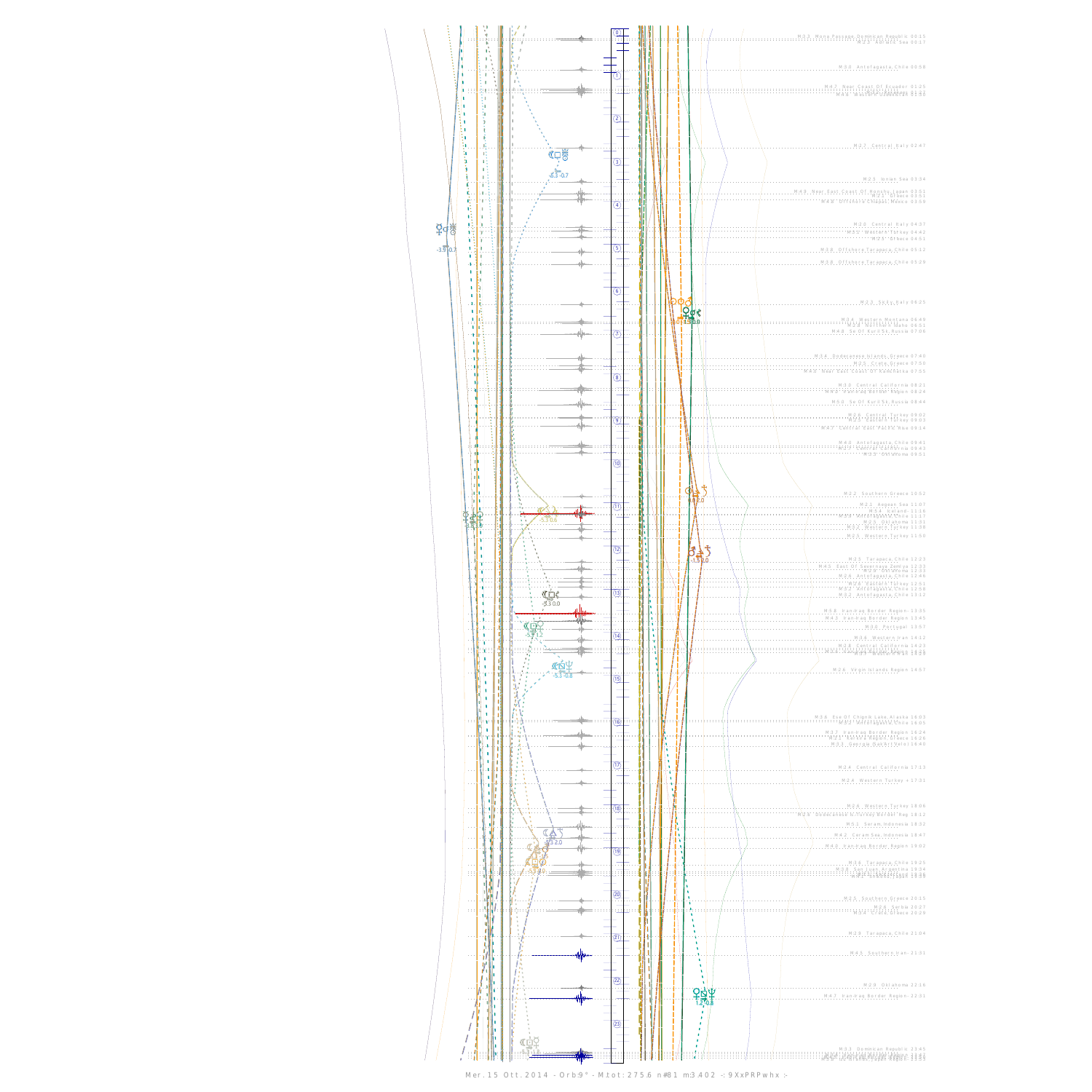M3.3 Mona Passage Dominican Republic 00:15
M2.3 Adriatic Sea 00:17

M3.0 Antofagasta Chile 00:58

M4.7 Near Coast Of Ecuador 01:25
M4.6 Western Uzbekistan 01:30

M3.7 Central Italy 02:47

M2.3 Ionian Sea 03:34

M4.9 Near East Coast Of Honshu Japan 03:51
M2.1 Greece 03:51
M4.2 Offshore Chiapas Mexico 03:59

M3.0 Central Italy 04:37
M3.2 Western Turkey 04:42
M2.3 Greece 04:51

M3.8 Offshore Tarapaca Chile 05:12

M3.8 Offshore Tarapaca Chile 05:29

M2.3 Sicily Italy 06:25

M3.4 Western Montana 06:49
M4.8 Se Of Kuril Sk Russia 07:06

M3.4 Dodecanese Islands Greece 07:40
M2.5 Crete Greece 07:50
M4.9 Near East Coast Of Kamchatka 07:55

M3.0 Central California 08:21
M4.0 Iran-Iraq Border Region 08:24
M5.0 Se Of Kuril Sk Russia 08:44

M2.6 Central Turkey 09:02
M2.5 Western Turkey 09:03
M4.7 Central East Pacific Rise 09:14

M4.0 Antofagasta Chile 09:41
M3.5 Oklahoma 09:51

M2.2 Southern Greece 10:52

M2.1 Aegean Sea 11:07
M3.4 Iceland 11:16
M2.5 Oklahoma 11:31
M2.5 Western Turkey 11:38
M2.5 Western Turkey 11:50

M2.3 Tarapaca Chile 12:23
M4.3 East Of Severnaya Zemlya 12:33
M2.6 Antofagasta Chile 12:46
M3.2 Antofagasta Chile 12:58
M3.2 Antofagasta Chile 13:12

M5.8 Iran-Iraq Border Region 13:35
M4.3 Iran-Iraq Border Region 13:45
M3.0 Portugal 13:57

M3.6 Western Iran 14:12
M2.8 Central California 14:23

M2.8 Virgin Islands Region 14:57

M3.6 Bay Of Chignik Lake Alaska 16:03

M3.7 Iran-Iraq Border Region 16:24
M3.3 Gerrow (Burkit Vela) 16:40

M2.4 Central California 17:13

M2.4 Western Turkey 17:31

M2.6 Western Turkey 18:06
M2.5 Dodecanese Is-Turkey Border Reg 18:12
M5.1 Seram Indonesia 18:32
M4.2 Ceram Sea Indonesia 18:47
M4.0 Iran-Iraq Border Region 19:02

M3.8 Tarapaca Chile 19:25
M3.8 San Juan Argentina 19:34

M2.5 Southern Greece 20:15
M2.6 Serbia 20:27

M3.9 Tarapaca Chile 21:04

M4.5 Southern Iran 21:31

M2.9 Oklahoma 22:16
M4.7 Iran-Iraq Border Region 22:31

M3.3 Dominican Republic 23:45

Mer.15 Ott.2014 - Orb:9° - M.tot: 275.6 n#81 m3.402 -:9XxPRPwhx:-